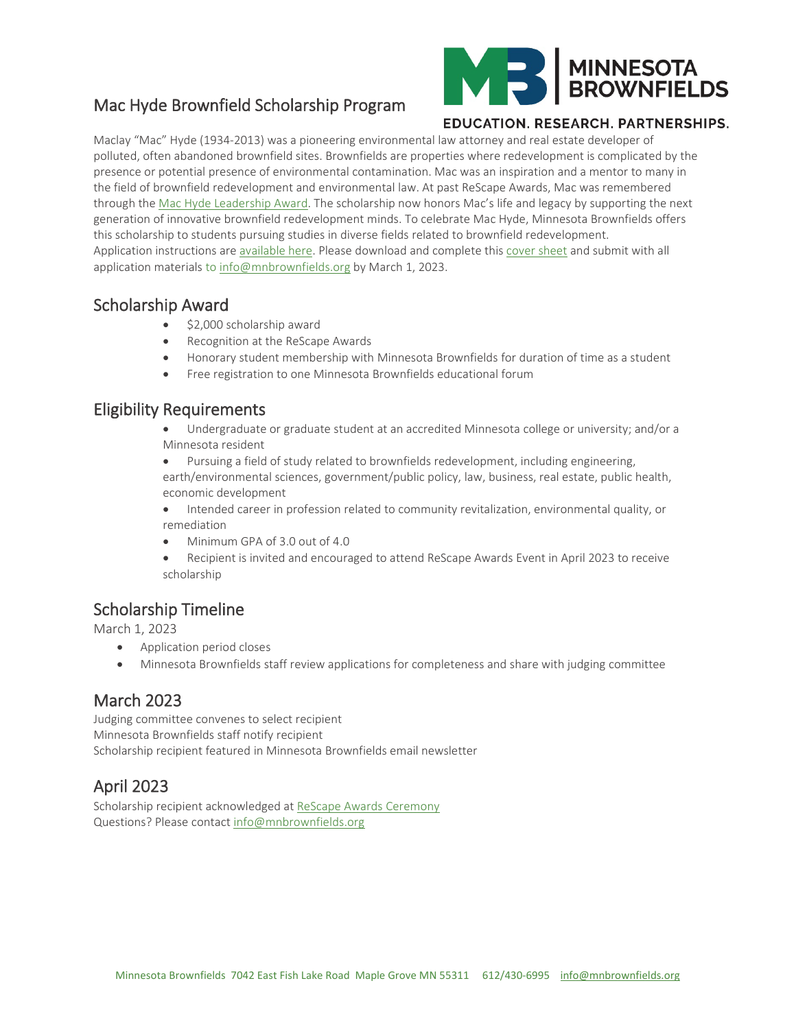# Mac Hyde Brownfield Scholarship Program

MINNESOTA BROWNFIELDS

EDUCATION. RESEARCH. PARTNERSHIPS.

Maclay "Mac" Hyde (1934-2013) was a pioneering environmental law attorney and real estate developer of polluted, often abandoned brownfield sites. Brownfields are properties where redevelopment is complicated by the presence or potential presence of environmental contamination. Mac was an inspiration and a mentor to many in the field of brownfield redevelopment and environmental law. At past ReScape Awards, Mac was remembered through the Mac Hyde Leadership Award. The scholarship now honors Mac's life and legacy by supporting the next generation of innovative brownfield redevelopment minds. To celebrate Mac Hyde, Minnesota Brownfields offers this scholarship to students pursuing studies in diverse fields related to brownfield redevelopment. Application instructions are available here. Please download and complete this cover sheet and submit with all application materials to info@mnbrownfields.org by March 1, 2023.

## Scholarship Award

- $2,000 scholarship award
- Recognition at the ReScape Awards
- Honorary student membership with Minnesota Brownfields for duration of time as a student
- Free registration to one Minnesota Brownfields educational forum

## Eligibility Requirements

- Undergraduate or graduate student at an accredited Minnesota college or university; and/or a Minnesota resident
- Pursuing a field of study related to brownfields redevelopment, including engineering, earth/environmental sciences, government/public policy, law, business, real estate, public health, economic development
- Intended career in profession related to community revitalization, environmental quality, or remediation
- Minimum GPA of 3.0 out of 4.0
- Recipient is invited and encouraged to attend ReScape Awards Event in April 2023 to receive scholarship

## Scholarship Timeline

March 1, 2023

- Application period closes
- Minnesota Brownfields staff review applications for completeness and share with judging committee

## March 2023

Judging committee convenes to select recipient
Minnesota Brownfields staff notify recipient
Scholarship recipient featured in Minnesota Brownfields email newsletter

## April 2023

Scholarship recipient acknowledged at ReScape Awards Ceremony
Questions? Please contact info@mnbrownfields.org

Minnesota Brownfields 7042 East Fish Lake Road Maple Grove MN 55311 612/430-6995 info@mnbrownfields.org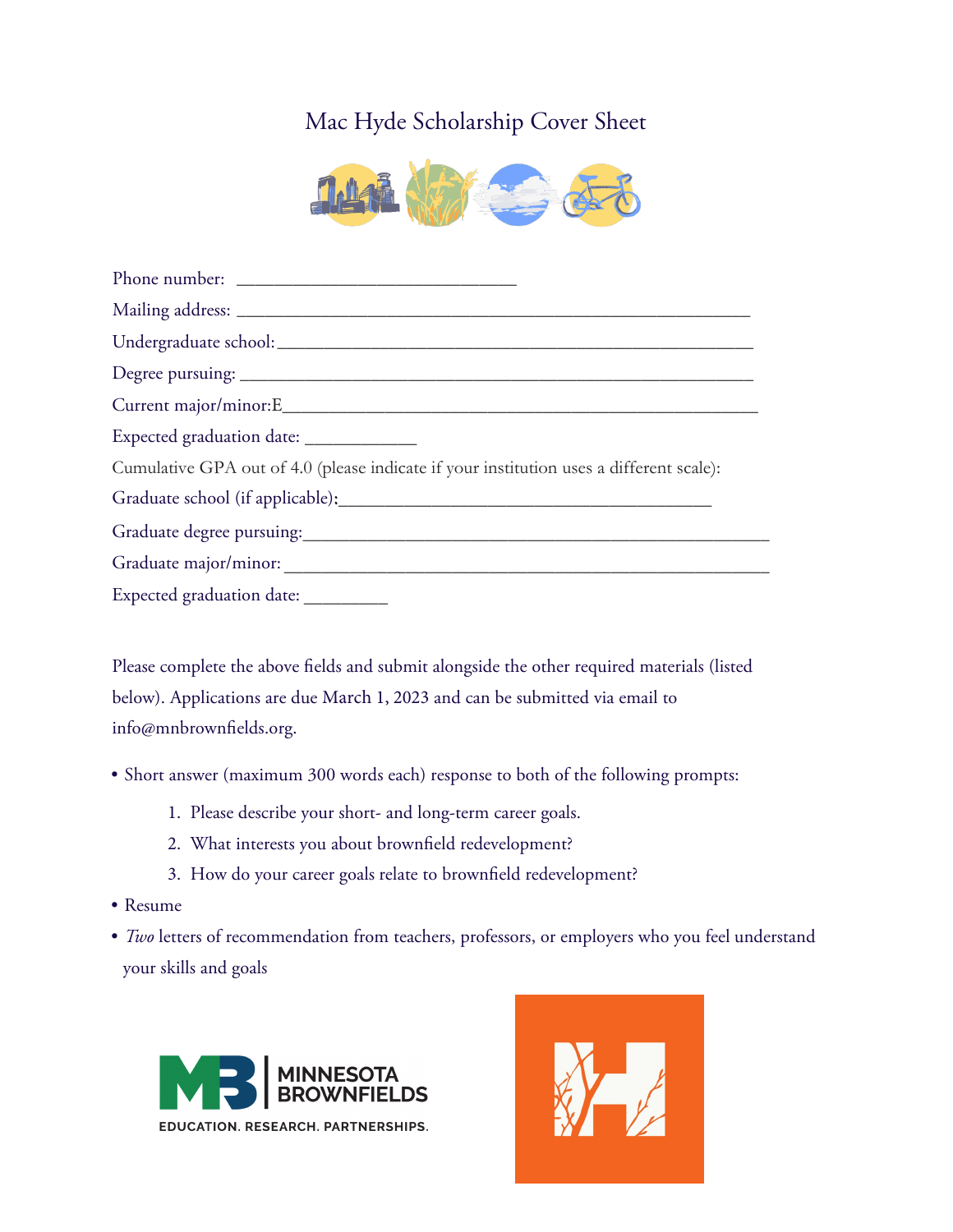# Mac Hyde Scholarship Cover Sheet

Phone number: ______________________________

Mailing address: _______________________________________________________

Undergraduate school:___________________________________________________

Degree pursuing: _______________________________________________________

Current major/minor:E___________________________________________________

Expected graduation date: ___________

Cumulative GPA out of 4.0 (please indicate if your institution uses a different scale):

Graduate school (if applicable):________________________________________

Graduate degree pursuing:_______________________________________________

Graduate major/minor: ___________________________________________________

Expected graduation date: ________

Please complete the above fields and submit alongside the other required materials (listed below). Applications are due March 1, 2023 and can be submitted via email to info@mnbrownfields.org.

- Short answer (maximum 300 words each) response to both of the following prompts:
    1. Please describe your short- and long-term career goals.
    2. What interests you about brownfield redevelopment?
    3. How do your career goals relate to brownfield redevelopment?
- Resume
- *Two* letters of recommendation from teachers, professors, or employers who you feel understand your skills and goals

MINNESOTA BROWNFIELDS

EDUCATION. RESEARCH. PARTNERSHIPS.